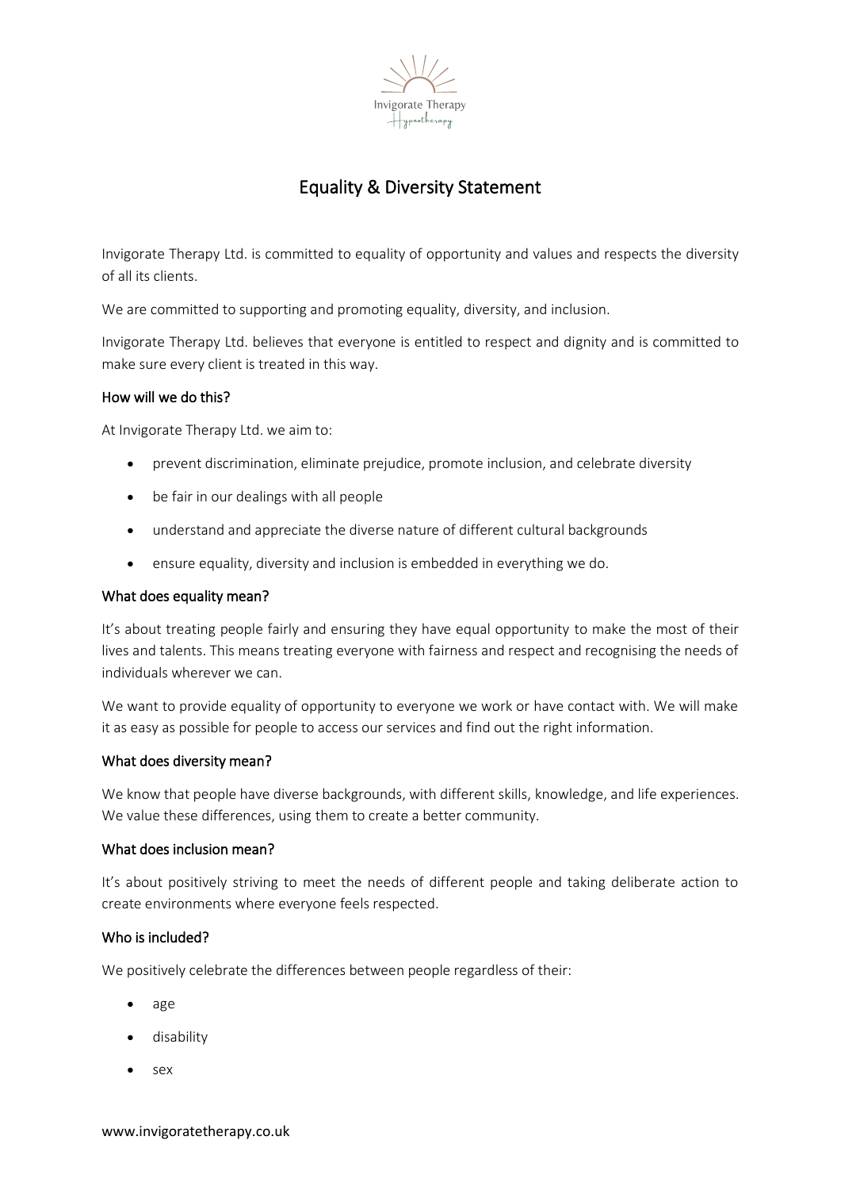# Equality & Diversity Statement

Invigorate Therapy Ltd. is committed to equality of opportunity and values and respects the diversity of all its clients.

We are committed to supporting and promoting equality, diversity, and inclusion.

Invigorate Therapy Ltd. believes that everyone is entitled to respect and dignity and is committed to make sure every client is treated in this way.

## How will we do this?

At Invigorate Therapy Ltd. we aim to:

- prevent discrimination, eliminate prejudice, promote inclusion, and celebrate diversity
- be fair in our dealings with all people
- understand and appreciate the diverse nature of different cultural backgrounds
- ensure equality, diversity and inclusion is embedded in everything we do.

## What does equality mean?

It's about treating people fairly and ensuring they have equal opportunity to make the most of their lives and talents. This means treating everyone with fairness and respect and recognising the needs of individuals wherever we can.

We want to provide equality of opportunity to everyone we work or have contact with. We will make it as easy as possible for people to access our services and find out the right information.

## What does diversity mean?

We know that people have diverse backgrounds, with different skills, knowledge, and life experiences. We value these differences, using them to create a better community.

## What does inclusion mean?

It's about positively striving to meet the needs of different people and taking deliberate action to create environments where everyone feels respected.

## Who is included?

We positively celebrate the differences between people regardless of their:

- age
- disability
- sex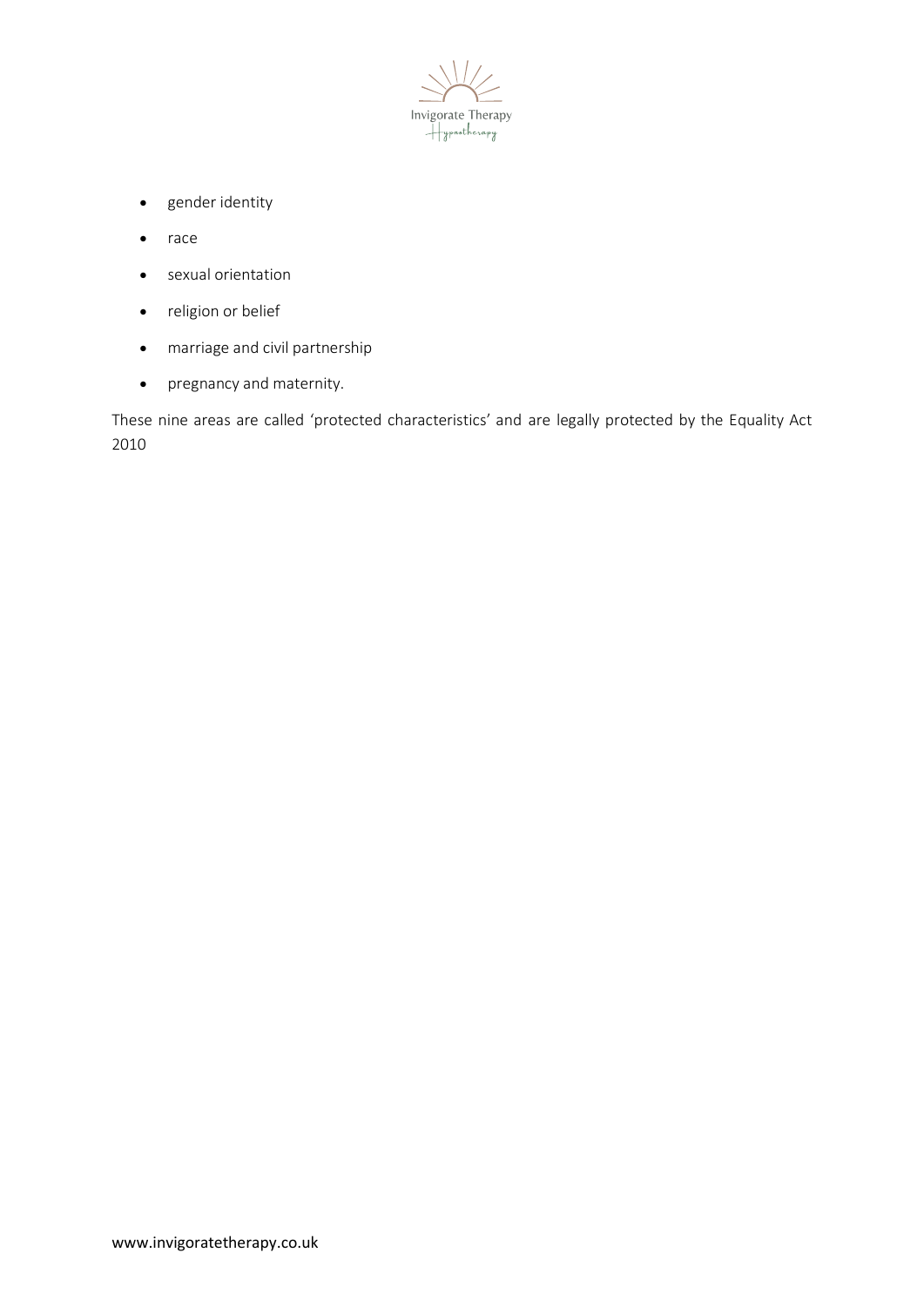- gender identity
- race
- sexual orientation
- religion or belief
- marriage and civil partnership
- pregnancy and maternity.

These nine areas are called 'protected characteristics' and are legally protected by the Equality Act 2010